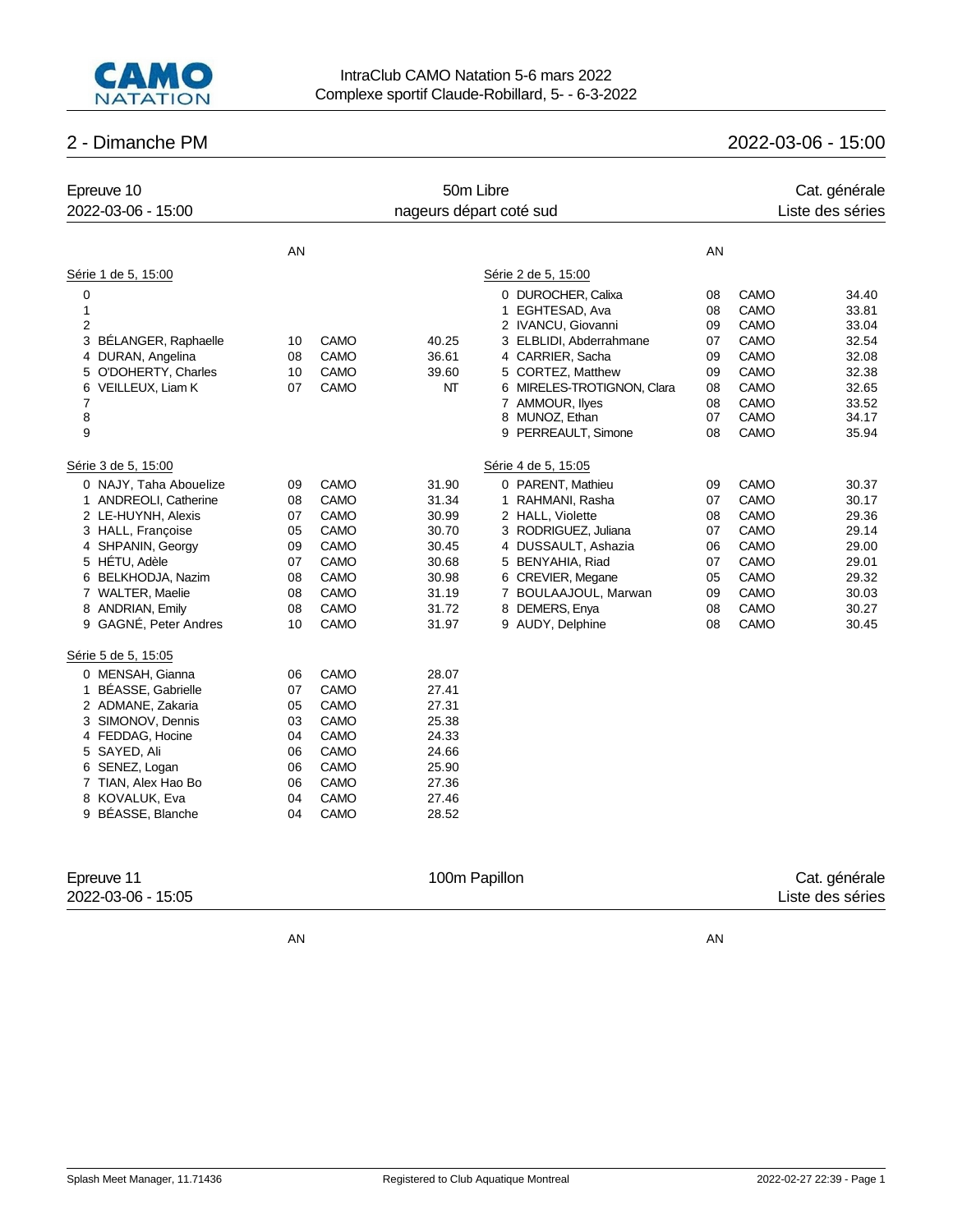IntraClub CAMO Natation 5-6 mars 2022
Complexe sportif Claude-Robillard, 5- - 6-3-2022

## 2 - Dimanche PM

2022-03-06 - 15:00

### Epreuve 10 — 50m Libre

2022-03-06 - 15:00

nageurs départ coté sud

Cat. générale

Liste des séries

**Série 1 de 5, 15:00**

| | Nom | AN | Club | Temps |
|---|---|---|---|---|
| 0 | | | | |
| 1 | | | | |
| 2 | | | | |
| 3 | BÉLANGER, Raphaelle | 10 | CAMO | 40.25 |
| 4 | DURAN, Angelina | 08 | CAMO | 36.61 |
| 5 | O'DOHERTY, Charles | 10 | CAMO | 39.60 |
| 6 | VEILLEUX, Liam K | 07 | CAMO | NT |
| 7 | | | | |
| 8 | | | | |
| 9 | | | | |

**Série 2 de 5, 15:00**

| | Nom | AN | Club | Temps |
|---|---|---|---|---|
| 0 | DUROCHER, Calixa | 08 | CAMO | 34.40 |
| 1 | EGHTESAD, Ava | 08 | CAMO | 33.81 |
| 2 | IVANCU, Giovanni | 09 | CAMO | 33.04 |
| 3 | ELBLIDI, Abderrahmane | 07 | CAMO | 32.54 |
| 4 | CARRIER, Sacha | 09 | CAMO | 32.08 |
| 5 | CORTEZ, Matthew | 09 | CAMO | 32.38 |
| 6 | MIRELES-TROTIGNON, Clara | 08 | CAMO | 32.65 |
| 7 | AMMOUR, Ilyes | 08 | CAMO | 33.52 |
| 8 | MUNOZ, Ethan | 07 | CAMO | 34.17 |
| 9 | PERREAULT, Simone | 08 | CAMO | 35.94 |

**Série 3 de 5, 15:00**

| | Nom | AN | Club | Temps |
|---|---|---|---|---|
| 0 | NAJY, Taha Abouelize | 09 | CAMO | 31.90 |
| 1 | ANDREOLI, Catherine | 08 | CAMO | 31.34 |
| 2 | LE-HUYNH, Alexis | 07 | CAMO | 30.99 |
| 3 | HALL, Françoise | 05 | CAMO | 30.70 |
| 4 | SHPANIN, Georgy | 09 | CAMO | 30.45 |
| 5 | HÉTU, Adèle | 07 | CAMO | 30.68 |
| 6 | BELKHODJA, Nazim | 08 | CAMO | 30.98 |
| 7 | WALTER, Maelie | 08 | CAMO | 31.19 |
| 8 | ANDRIAN, Emily | 08 | CAMO | 31.72 |
| 9 | GAGNÉ, Peter Andres | 10 | CAMO | 31.97 |

**Série 4 de 5, 15:05**

| | Nom | AN | Club | Temps |
|---|---|---|---|---|
| 0 | PARENT, Mathieu | 09 | CAMO | 30.37 |
| 1 | RAHMANI, Rasha | 07 | CAMO | 30.17 |
| 2 | HALL, Violette | 08 | CAMO | 29.36 |
| 3 | RODRIGUEZ, Juliana | 07 | CAMO | 29.14 |
| 4 | DUSSAULT, Ashazia | 06 | CAMO | 29.00 |
| 5 | BENYAHIA, Riad | 07 | CAMO | 29.01 |
| 6 | CREVIER, Megane | 05 | CAMO | 29.32 |
| 7 | BOULAAJOUL, Marwan | 09 | CAMO | 30.03 |
| 8 | DEMERS, Enya | 08 | CAMO | 30.27 |
| 9 | AUDY, Delphine | 08 | CAMO | 30.45 |

**Série 5 de 5, 15:05**

| | Nom | AN | Club | Temps |
|---|---|---|---|---|
| 0 | MENSAH, Gianna | 06 | CAMO | 28.07 |
| 1 | BÉASSE, Gabrielle | 07 | CAMO | 27.41 |
| 2 | ADMANE, Zakaria | 05 | CAMO | 27.31 |
| 3 | SIMONOV, Dennis | 03 | CAMO | 25.38 |
| 4 | FEDDAG, Hocine | 04 | CAMO | 24.33 |
| 5 | SAYED, Ali | 06 | CAMO | 24.66 |
| 6 | SENEZ, Logan | 06 | CAMO | 25.90 |
| 7 | TIAN, Alex Hao Bo | 06 | CAMO | 27.36 |
| 8 | KOVALUK, Eva | 04 | CAMO | 27.46 |
| 9 | BÉASSE, Blanche | 04 | CAMO | 28.52 |

### Epreuve 11 — 100m Papillon

2022-03-06 - 15:05

Cat. générale

Liste des séries

AN AN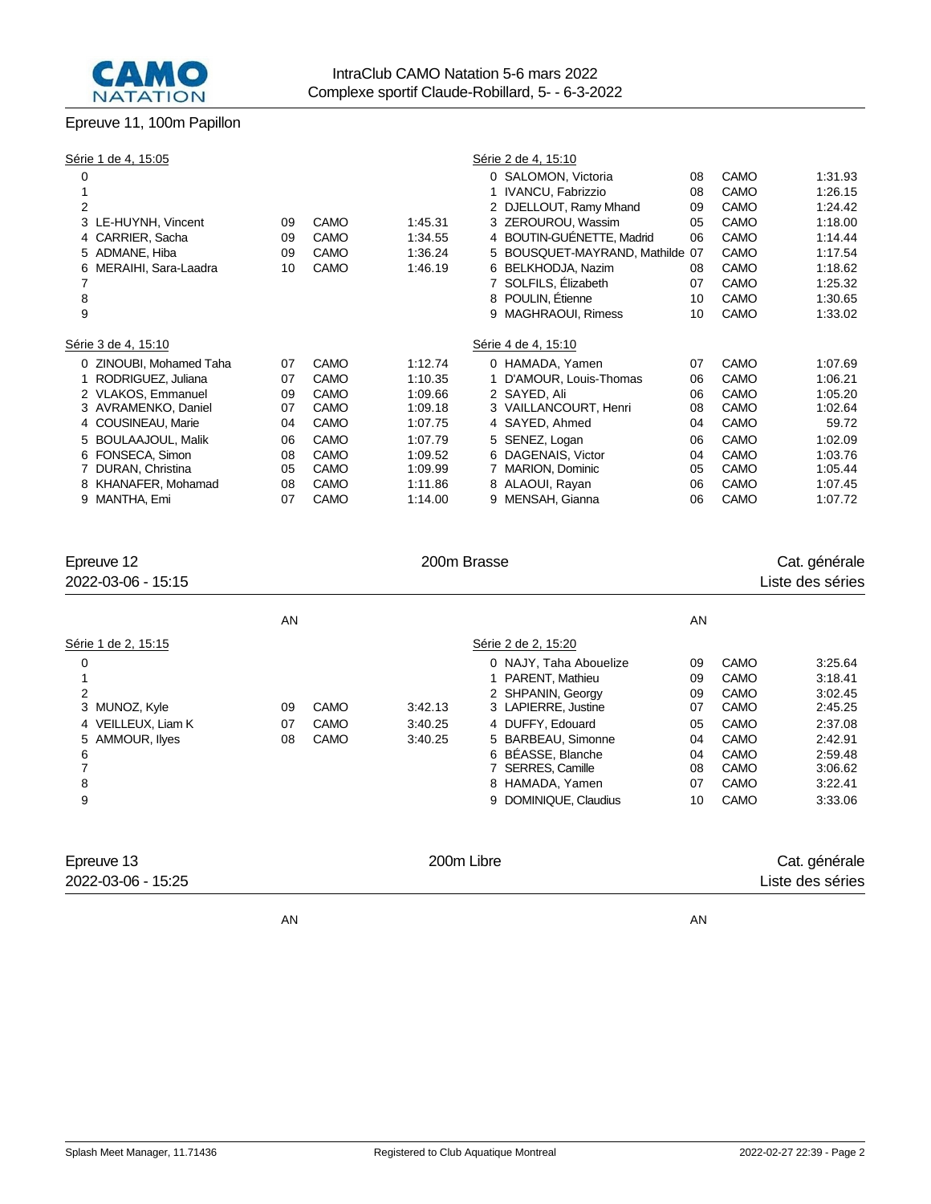## Epreuve 11, 100m Papillon

Série 1 de 4, 15:05

| Couloir | Nom | AN | Club | Temps |
|---|---|---|---|---|
| 0 | | | | |
| 1 | | | | |
| 2 | | | | |
| 3 | LE-HUYNH, Vincent | 09 | CAMO | 1:45.31 |
| 4 | CARRIER, Sacha | 09 | CAMO | 1:34.55 |
| 5 | ADMANE, Hiba | 09 | CAMO | 1:36.24 |
| 6 | MERAIHI, Sara-Laadra | 10 | CAMO | 1:46.19 |
| 7 | | | | |
| 8 | | | | |
| 9 | | | | |

Série 2 de 4, 15:10

| Couloir | Nom | AN | Club | Temps |
|---|---|---|---|---|
| 0 | SALOMON, Victoria | 08 | CAMO | 1:31.93 |
| 1 | IVANCU, Fabrizzio | 08 | CAMO | 1:26.15 |
| 2 | DJELLOUT, Ramy Mhand | 09 | CAMO | 1:24.42 |
| 3 | ZEROUROU, Wassim | 05 | CAMO | 1:18.00 |
| 4 | BOUTIN-GUÉNETTE, Madrid | 06 | CAMO | 1:14.44 |
| 5 | BOUSQUET-MAYRAND, Mathilde | 07 | CAMO | 1:17.54 |
| 6 | BELKHODJA, Nazim | 08 | CAMO | 1:18.62 |
| 7 | SOLFILS, Élizabeth | 07 | CAMO | 1:25.32 |
| 8 | POULIN, Étienne | 10 | CAMO | 1:30.65 |
| 9 | MAGHRAOUI, Rimess | 10 | CAMO | 1:33.02 |

Série 3 de 4, 15:10

| Couloir | Nom | AN | Club | Temps |
|---|---|---|---|---|
| 0 | ZINOUBI, Mohamed Taha | 07 | CAMO | 1:12.74 |
| 1 | RODRIGUEZ, Juliana | 07 | CAMO | 1:10.35 |
| 2 | VLAKOS, Emmanuel | 09 | CAMO | 1:09.66 |
| 3 | AVRAMENKO, Daniel | 07 | CAMO | 1:09.18 |
| 4 | COUSINEAU, Marie | 04 | CAMO | 1:07.75 |
| 5 | BOULAAJOUL, Malik | 06 | CAMO | 1:07.79 |
| 6 | FONSECA, Simon | 08 | CAMO | 1:09.52 |
| 7 | DURAN, Christina | 05 | CAMO | 1:09.99 |
| 8 | KHANAFER, Mohamad | 08 | CAMO | 1:11.86 |
| 9 | MANTHA, Emi | 07 | CAMO | 1:14.00 |

Série 4 de 4, 15:10

| Couloir | Nom | AN | Club | Temps |
|---|---|---|---|---|
| 0 | HAMADA, Yamen | 07 | CAMO | 1:07.69 |
| 1 | D'AMOUR, Louis-Thomas | 06 | CAMO | 1:06.21 |
| 2 | SAYED, Ali | 06 | CAMO | 1:05.20 |
| 3 | VAILLANCOURT, Henri | 08 | CAMO | 1:02.64 |
| 4 | SAYED, Ahmed | 04 | CAMO | 59.72 |
| 5 | SENEZ, Logan | 06 | CAMO | 1:02.09 |
| 6 | DAGENAIS, Victor | 04 | CAMO | 1:03.76 |
| 7 | MARION, Dominic | 05 | CAMO | 1:05.44 |
| 8 | ALAOUI, Rayan | 06 | CAMO | 1:07.45 |
| 9 | MENSAH, Gianna | 06 | CAMO | 1:07.72 |

## Epreuve 12 — 200m Brasse — Cat. générale

2022-03-06 - 15:15 — Liste des séries

Série 1 de 2, 15:15

| Couloir | Nom | AN | Club | Temps |
|---|---|---|---|---|
| 0 | | | | |
| 1 | | | | |
| 2 | | | | |
| 3 | MUNOZ, Kyle | 09 | CAMO | 3:42.13 |
| 4 | VEILLEUX, Liam K | 07 | CAMO | 3:40.25 |
| 5 | AMMOUR, Ilyes | 08 | CAMO | 3:40.25 |
| 6 | | | | |
| 7 | | | | |
| 8 | | | | |
| 9 | | | | |

Série 2 de 2, 15:20

| Couloir | Nom | AN | Club | Temps |
|---|---|---|---|---|
| 0 | NAJY, Taha Abouelize | 09 | CAMO | 3:25.64 |
| 1 | PARENT, Mathieu | 09 | CAMO | 3:18.41 |
| 2 | SHPANIN, Georgy | 09 | CAMO | 3:02.45 |
| 3 | LAPIERRE, Justine | 07 | CAMO | 2:45.25 |
| 4 | DUFFY, Edouard | 05 | CAMO | 2:37.08 |
| 5 | BARBEAU, Simonne | 04 | CAMO | 2:42.91 |
| 6 | BÉASSE, Blanche | 04 | CAMO | 2:59.48 |
| 7 | SERRES, Camille | 08 | CAMO | 3:06.62 |
| 8 | HAMADA, Yamen | 07 | CAMO | 3:22.41 |
| 9 | DOMINIQUE, Claudius | 10 | CAMO | 3:33.06 |

## Epreuve 13 — 200m Libre — Cat. générale

2022-03-06 - 15:25 — Liste des séries

AN AN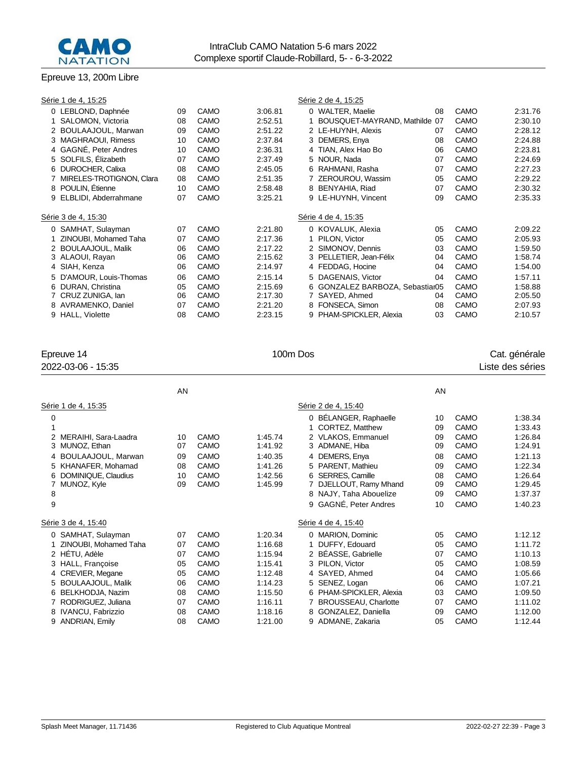IntraClub CAMO Natation 5-6 mars 2022
Complexe sportif Claude-Robillard, 5- - 6-3-2022

## Epreuve 13, 200m Libre

**Série 1 de 4, 15:25**

| | Nom | AN | Club | Temps |
|---|---|---|---|---|
| 0 | LEBLOND, Daphnée | 09 | CAMO | 3:06.81 |
| 1 | SALOMON, Victoria | 08 | CAMO | 2:52.51 |
| 2 | BOULAAJOUL, Marwan | 09 | CAMO | 2:51.22 |
| 3 | MAGHRAOUI, Rimess | 10 | CAMO | 2:37.84 |
| 4 | GAGNÉ, Peter Andres | 10 | CAMO | 2:36.31 |
| 5 | SOLFILS, Élizabeth | 07 | CAMO | 2:37.49 |
| 6 | DUROCHER, Calixa | 08 | CAMO | 2:45.05 |
| 7 | MIRELES-TROTIGNON, Clara | 08 | CAMO | 2:51.35 |
| 8 | POULIN, Étienne | 10 | CAMO | 2:58.48 |
| 9 | ELBLIDI, Abderrahmane | 07 | CAMO | 3:25.21 |

**Série 2 de 4, 15:25**

| | Nom | AN | Club | Temps |
|---|---|---|---|---|
| 0 | WALTER, Maelie | 08 | CAMO | 2:31.76 |
| 1 | BOUSQUET-MAYRAND, Mathilde | 07 | CAMO | 2:30.10 |
| 2 | LE-HUYNH, Alexis | 07 | CAMO | 2:28.12 |
| 3 | DEMERS, Enya | 08 | CAMO | 2:24.88 |
| 4 | TIAN, Alex Hao Bo | 06 | CAMO | 2:23.81 |
| 5 | NOUR, Nada | 07 | CAMO | 2:24.69 |
| 6 | RAHMANI, Rasha | 07 | CAMO | 2:27.23 |
| 7 | ZEROUROU, Wassim | 05 | CAMO | 2:29.22 |
| 8 | BENYAHIA, Riad | 07 | CAMO | 2:30.32 |
| 9 | LE-HUYNH, Vincent | 09 | CAMO | 2:35.33 |

**Série 3 de 4, 15:30**

| | Nom | AN | Club | Temps |
|---|---|---|---|---|
| 0 | SAMHAT, Sulayman | 07 | CAMO | 2:21.80 |
| 1 | ZINOUBI, Mohamed Taha | 07 | CAMO | 2:17.36 |
| 2 | BOULAAJOUL, Malik | 06 | CAMO | 2:17.22 |
| 3 | ALAOUI, Rayan | 06 | CAMO | 2:15.62 |
| 4 | SIAH, Kenza | 06 | CAMO | 2:14.97 |
| 5 | D'AMOUR, Louis-Thomas | 06 | CAMO | 2:15.14 |
| 6 | DURAN, Christina | 05 | CAMO | 2:15.69 |
| 7 | CRUZ ZUNIGA, Ian | 06 | CAMO | 2:17.30 |
| 8 | AVRAMENKO, Daniel | 07 | CAMO | 2:21.20 |
| 9 | HALL, Violette | 08 | CAMO | 2:23.15 |

**Série 4 de 4, 15:35**

| | Nom | AN | Club | Temps |
|---|---|---|---|---|
| 0 | KOVALUK, Alexia | 05 | CAMO | 2:09.22 |
| 1 | PILON, Victor | 05 | CAMO | 2:05.93 |
| 2 | SIMONOV, Dennis | 03 | CAMO | 1:59.50 |
| 3 | PELLETIER, Jean-Félix | 04 | CAMO | 1:58.74 |
| 4 | FEDDAG, Hocine | 04 | CAMO | 1:54.00 |
| 5 | DAGENAIS, Victor | 04 | CAMO | 1:57.11 |
| 6 | GONZALEZ BARBOZA, Sebastian | 05 | CAMO | 1:58.88 |
| 7 | SAYED, Ahmed | 04 | CAMO | 2:05.50 |
| 8 | FONSECA, Simon | 08 | CAMO | 2:07.93 |
| 9 | PHAM-SPICKLER, Alexia | 03 | CAMO | 2:10.57 |

## Epreuve 14 — 100m Dos — Cat. générale

2022-03-06 - 15:35 — Liste des séries

**Série 1 de 4, 15:35**

| | Nom | AN | Club | Temps |
|---|---|---|---|---|
| 0 | | | | |
| 1 | | | | |
| 2 | MERAIHI, Sara-Laadra | 10 | CAMO | 1:45.74 |
| 3 | MUNOZ, Ethan | 07 | CAMO | 1:41.92 |
| 4 | BOULAAJOUL, Marwan | 09 | CAMO | 1:40.35 |
| 5 | KHANAFER, Mohamad | 08 | CAMO | 1:41.26 |
| 6 | DOMINIQUE, Claudius | 10 | CAMO | 1:42.56 |
| 7 | MUNOZ, Kyle | 09 | CAMO | 1:45.99 |
| 8 | | | | |
| 9 | | | | |

**Série 2 de 4, 15:40**

| | Nom | AN | Club | Temps |
|---|---|---|---|---|
| 0 | BÉLANGER, Raphaelle | 10 | CAMO | 1:38.34 |
| 1 | CORTEZ, Matthew | 09 | CAMO | 1:33.43 |
| 2 | VLAKOS, Emmanuel | 09 | CAMO | 1:26.84 |
| 3 | ADMANE, Hiba | 09 | CAMO | 1:24.91 |
| 4 | DEMERS, Enya | 08 | CAMO | 1:21.13 |
| 5 | PARENT, Mathieu | 09 | CAMO | 1:22.34 |
| 6 | SERRES, Camille | 08 | CAMO | 1:26.64 |
| 7 | DJELLOUT, Ramy Mhand | 09 | CAMO | 1:29.45 |
| 8 | NAJY, Taha Abouelize | 09 | CAMO | 1:37.37 |
| 9 | GAGNÉ, Peter Andres | 10 | CAMO | 1:40.23 |

**Série 3 de 4, 15:40**

| | Nom | AN | Club | Temps |
|---|---|---|---|---|
| 0 | SAMHAT, Sulayman | 07 | CAMO | 1:20.34 |
| 1 | ZINOUBI, Mohamed Taha | 07 | CAMO | 1:16.68 |
| 2 | HÉTU, Adèle | 07 | CAMO | 1:15.94 |
| 3 | HALL, Françoise | 05 | CAMO | 1:15.41 |
| 4 | CREVIER, Megane | 05 | CAMO | 1:12.48 |
| 5 | BOULAAJOUL, Malik | 06 | CAMO | 1:14.23 |
| 6 | BELKHODJA, Nazim | 08 | CAMO | 1:15.50 |
| 7 | RODRIGUEZ, Juliana | 07 | CAMO | 1:16.11 |
| 8 | IVANCU, Fabrizzio | 08 | CAMO | 1:18.16 |
| 9 | ANDRIAN, Emily | 08 | CAMO | 1:21.00 |

**Série 4 de 4, 15:40**

| | Nom | AN | Club | Temps |
|---|---|---|---|---|
| 0 | MARION, Dominic | 05 | CAMO | 1:12.12 |
| 1 | DUFFY, Edouard | 05 | CAMO | 1:11.72 |
| 2 | BÉASSE, Gabrielle | 07 | CAMO | 1:10.13 |
| 3 | PILON, Victor | 05 | CAMO | 1:08.59 |
| 4 | SAYED, Ahmed | 04 | CAMO | 1:05.66 |
| 5 | SENEZ, Logan | 06 | CAMO | 1:07.21 |
| 6 | PHAM-SPICKLER, Alexia | 03 | CAMO | 1:09.50 |
| 7 | BROUSSEAU, Charlotte | 07 | CAMO | 1:11.02 |
| 8 | GONZALEZ, Daniella | 09 | CAMO | 1:12.00 |
| 9 | ADMANE, Zakaria | 05 | CAMO | 1:12.44 |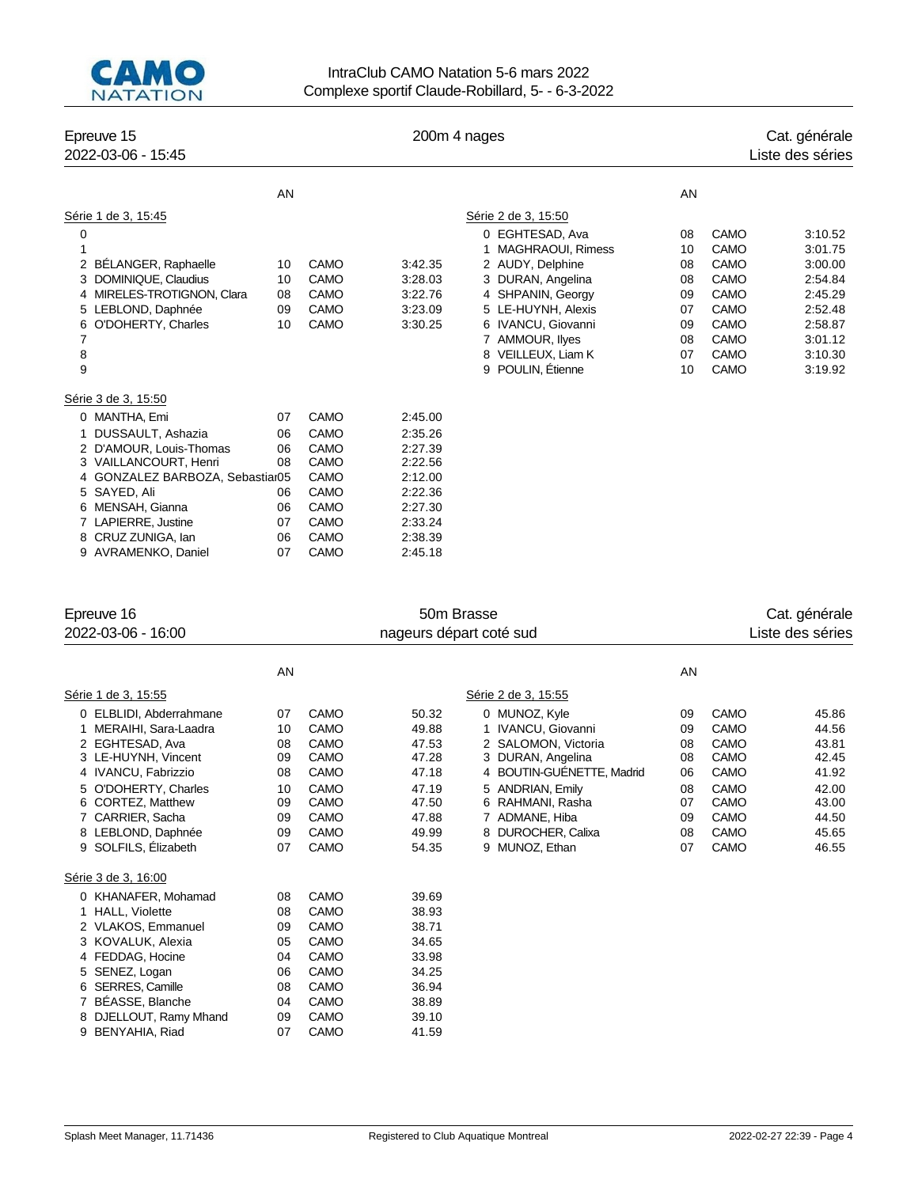IntraClub CAMO Natation 5-6 mars 2022
Complexe sportif Claude-Robillard, 5- - 6-3-2022

## Epreuve 15 — 200m 4 nages — Cat. générale

2022-03-06 - 15:45 — Liste des séries

### Série 1 de 3, 15:45

| | Nom | AN | Club | Temps |
|---|---|---|---|---|
| 0 | | | | |
| 1 | | | | |
| 2 | BÉLANGER, Raphaelle | 10 | CAMO | 3:42.35 |
| 3 | DOMINIQUE, Claudius | 10 | CAMO | 3:28.03 |
| 4 | MIRELES-TROTIGNON, Clara | 08 | CAMO | 3:22.76 |
| 5 | LEBLOND, Daphnée | 09 | CAMO | 3:23.09 |
| 6 | O'DOHERTY, Charles | 10 | CAMO | 3:30.25 |
| 7 | | | | |
| 8 | | | | |
| 9 | | | | |

### Série 2 de 3, 15:50

| | Nom | AN | Club | Temps |
|---|---|---|---|---|
| 0 | EGHTESAD, Ava | 08 | CAMO | 3:10.52 |
| 1 | MAGHRAOUI, Rimess | 10 | CAMO | 3:01.75 |
| 2 | AUDY, Delphine | 08 | CAMO | 3:00.00 |
| 3 | DURAN, Angelina | 08 | CAMO | 2:54.84 |
| 4 | SHPANIN, Georgy | 09 | CAMO | 2:45.29 |
| 5 | LE-HUYNH, Alexis | 07 | CAMO | 2:52.48 |
| 6 | IVANCU, Giovanni | 09 | CAMO | 2:58.87 |
| 7 | AMMOUR, Ilyes | 08 | CAMO | 3:01.12 |
| 8 | VEILLEUX, Liam K | 07 | CAMO | 3:10.30 |
| 9 | POULIN, Étienne | 10 | CAMO | 3:19.92 |

### Série 3 de 3, 15:50

| | Nom | AN | Club | Temps |
|---|---|---|---|---|
| 0 | MANTHA, Emi | 07 | CAMO | 2:45.00 |
| 1 | DUSSAULT, Ashazia | 06 | CAMO | 2:35.26 |
| 2 | D'AMOUR, Louis-Thomas | 06 | CAMO | 2:27.39 |
| 3 | VAILLANCOURT, Henri | 08 | CAMO | 2:22.56 |
| 4 | GONZALEZ BARBOZA, Sebastian | 05 | CAMO | 2:12.00 |
| 5 | SAYED, Ali | 06 | CAMO | 2:22.36 |
| 6 | MENSAH, Gianna | 06 | CAMO | 2:27.30 |
| 7 | LAPIERRE, Justine | 07 | CAMO | 2:33.24 |
| 8 | CRUZ ZUNIGA, Ian | 06 | CAMO | 2:38.39 |
| 9 | AVRAMENKO, Daniel | 07 | CAMO | 2:45.18 |

## Epreuve 16 — 50m Brasse — Cat. générale

2022-03-06 - 16:00 — nageurs départ coté sud — Liste des séries

### Série 1 de 3, 15:55

| | Nom | AN | Club | Temps |
|---|---|---|---|---|
| 0 | ELBLIDI, Abderrahmane | 07 | CAMO | 50.32 |
| 1 | MERAIHI, Sara-Laadra | 10 | CAMO | 49.88 |
| 2 | EGHTESAD, Ava | 08 | CAMO | 47.53 |
| 3 | LE-HUYNH, Vincent | 09 | CAMO | 47.28 |
| 4 | IVANCU, Fabrizzio | 08 | CAMO | 47.18 |
| 5 | O'DOHERTY, Charles | 10 | CAMO | 47.19 |
| 6 | CORTEZ, Matthew | 09 | CAMO | 47.50 |
| 7 | CARRIER, Sacha | 09 | CAMO | 47.88 |
| 8 | LEBLOND, Daphnée | 09 | CAMO | 49.99 |
| 9 | SOLFILS, Élizabeth | 07 | CAMO | 54.35 |

### Série 2 de 3, 15:55

| | Nom | AN | Club | Temps |
|---|---|---|---|---|
| 0 | MUNOZ, Kyle | 09 | CAMO | 45.86 |
| 1 | IVANCU, Giovanni | 09 | CAMO | 44.56 |
| 2 | SALOMON, Victoria | 08 | CAMO | 43.81 |
| 3 | DURAN, Angelina | 08 | CAMO | 42.45 |
| 4 | BOUTIN-GUÉNETTE, Madrid | 06 | CAMO | 41.92 |
| 5 | ANDRIAN, Emily | 08 | CAMO | 42.00 |
| 6 | RAHMANI, Rasha | 07 | CAMO | 43.00 |
| 7 | ADMANE, Hiba | 09 | CAMO | 44.50 |
| 8 | DUROCHER, Calixa | 08 | CAMO | 45.65 |
| 9 | MUNOZ, Ethan | 07 | CAMO | 46.55 |

### Série 3 de 3, 16:00

| | Nom | AN | Club | Temps |
|---|---|---|---|---|
| 0 | KHANAFER, Mohamad | 08 | CAMO | 39.69 |
| 1 | HALL, Violette | 08 | CAMO | 38.93 |
| 2 | VLAKOS, Emmanuel | 09 | CAMO | 38.71 |
| 3 | KOVALUK, Alexia | 05 | CAMO | 34.65 |
| 4 | FEDDAG, Hocine | 04 | CAMO | 33.98 |
| 5 | SENEZ, Logan | 06 | CAMO | 34.25 |
| 6 | SERRES, Camille | 08 | CAMO | 36.94 |
| 7 | BÉASSE, Blanche | 04 | CAMO | 38.89 |
| 8 | DJELLOUT, Ramy Mhand | 09 | CAMO | 39.10 |
| 9 | BENYAHIA, Riad | 07 | CAMO | 41.59 |

Splash Meet Manager, 11.71436 — Registered to Club Aquatique Montreal — 2022-02-27 22:39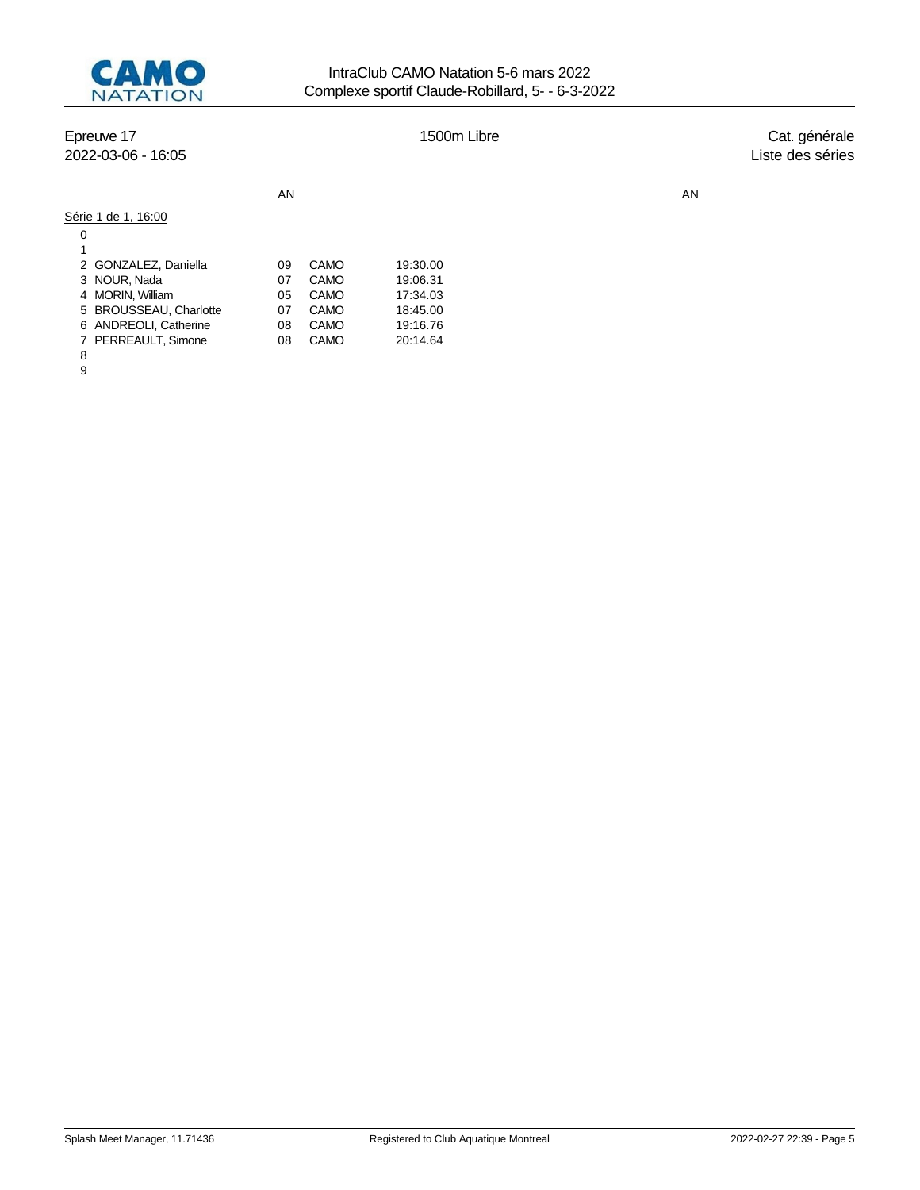IntraClub CAMO Natation 5-6 mars 2022
Complexe sportif Claude-Robillard, 5- - 6-3-2022

Epreuve 17 — 1500m Libre — Cat. générale
2022-03-06 - 16:05 — Liste des séries

Série 1 de 1, 16:00

| | | AN | | |
|---|---|---|---|---|
| 0 | | | | |
| 1 | | | | |
| 2 | GONZALEZ, Daniella | 09 | CAMO | 19:30.00 |
| 3 | NOUR, Nada | 07 | CAMO | 19:06.31 |
| 4 | MORIN, William | 05 | CAMO | 17:34.03 |
| 5 | BROUSSEAU, Charlotte | 07 | CAMO | 18:45.00 |
| 6 | ANDREOLI, Catherine | 08 | CAMO | 19:16.76 |
| 7 | PERREAULT, Simone | 08 | CAMO | 20:14.64 |
| 8 | | | | |
| 9 | | | | |